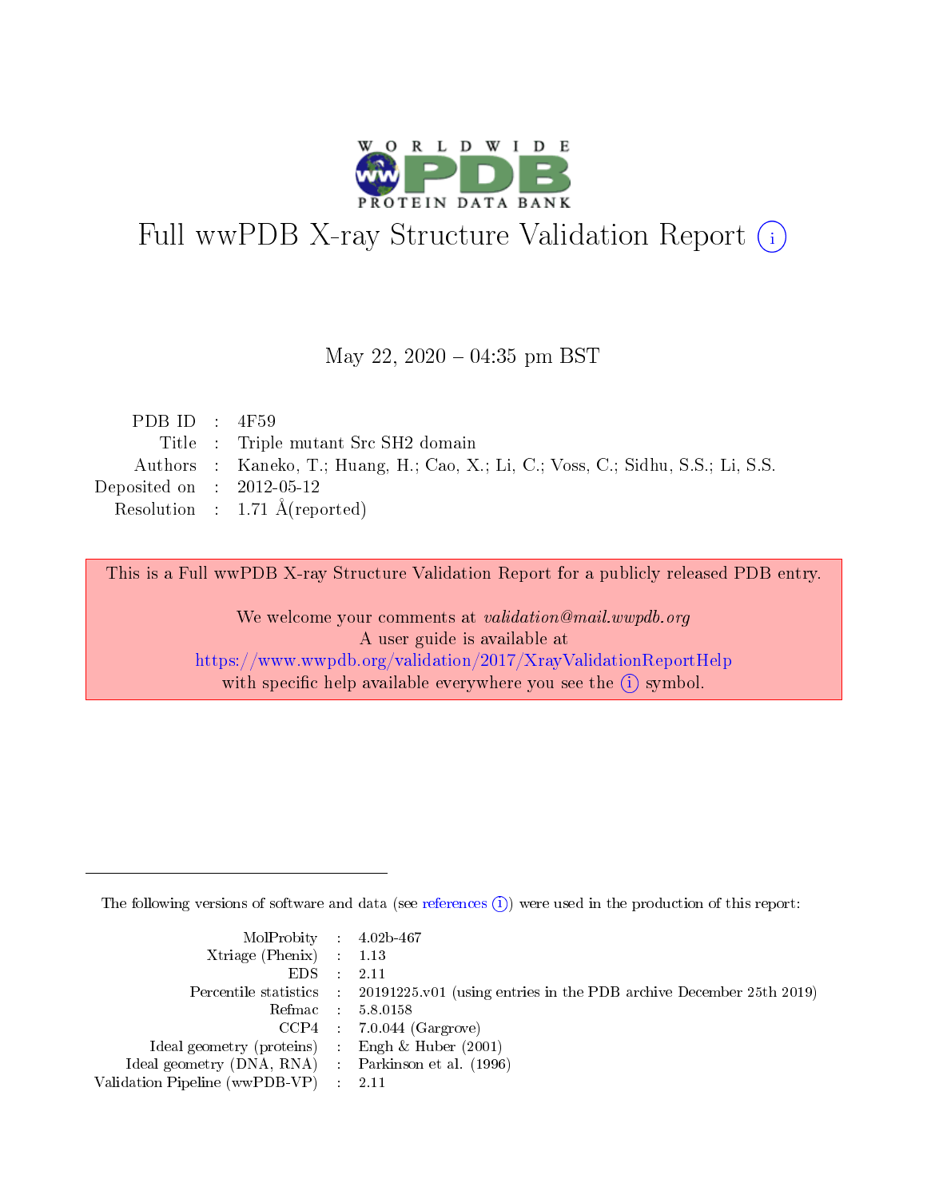# Full wwPDB X-ray Structure Validation Report (i)

May 22, 2020 – 04:35 pm BST

| | | |
|---|---|---|
| PDB ID | : | 4F59 |
| Title | : | Triple mutant Src SH2 domain |
| Authors | : | Kaneko, T.; Huang, H.; Cao, X.; Li, C.; Voss, C.; Sidhu, S.S.; Li, S.S. |
| Deposited on | : | 2012-05-12 |
| Resolution | : | 1.71 Å(reported) |

This is a Full wwPDB X-ray Structure Validation Report for a publicly released PDB entry.

We welcome your comments at *validation@mail.wwpdb.org*
A user guide is available at
https://www.wwpdb.org/validation/2017/XrayValidationReportHelp
with specific help available everywhere you see the (i) symbol.

---

The following versions of software and data (see references (i)) were used in the production of this report:

| | | |
|---|---|---|
| MolProbity | : | 4.02b-467 |
| Xtriage (Phenix) | : | 1.13 |
| EDS | : | 2.11 |
| Percentile statistics | : | 20191225.v01 (using entries in the PDB archive December 25th 2019) |
| Refmac | : | 5.8.0158 |
| CCP4 | : | 7.0.044 (Gargrove) |
| Ideal geometry (proteins) | : | Engh & Huber (2001) |
| Ideal geometry (DNA, RNA) | : | Parkinson et al. (1996) |
| Validation Pipeline (wwPDB-VP) | : | 2.11 |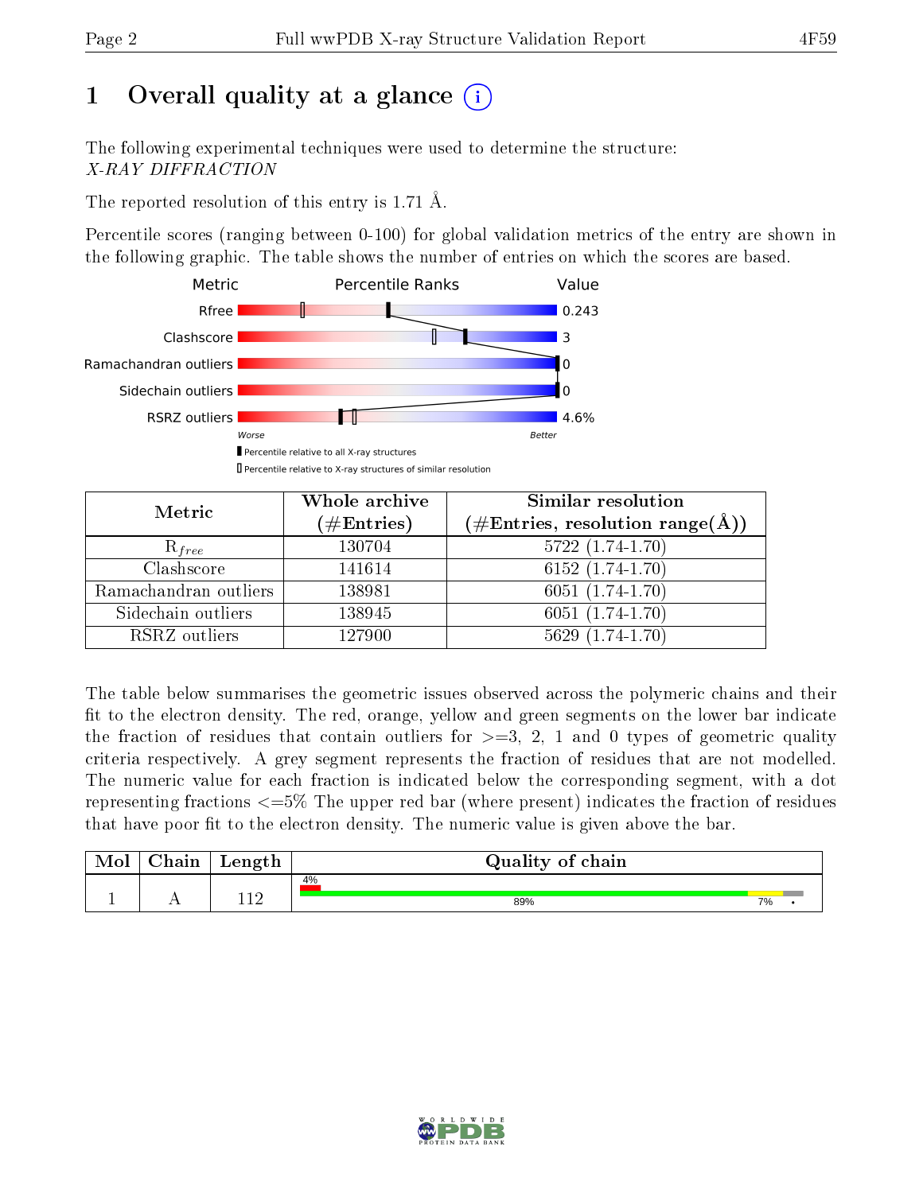# 1 Overall quality at a glance

The following experimental techniques were used to determine the structure:
*X-RAY DIFFRACTION*

The reported resolution of this entry is 1.71 Å.

Percentile scores (ranging between 0-100) for global validation metrics of the entry are shown in the following graphic. The table shows the number of entries on which the scores are based.

| Metric | Value |
|---|---|
| Rfree | 0.243 |
| Clashscore | 3 |
| Ramachandran outliers | 0 |
| Sidechain outliers | 0 |
| RSRZ outliers | 4.6% |

Worse — Better

▮ Percentile relative to all X-ray structures
▯ Percentile relative to X-ray structures of similar resolution

| Metric | Whole archive (#Entries) | Similar resolution (#Entries, resolution range(Å)) |
|---|---|---|
| $R_{free}$ | 130704 | 5722 (1.74-1.70) |
| Clashscore | 141614 | 6152 (1.74-1.70) |
| Ramachandran outliers | 138981 | 6051 (1.74-1.70) |
| Sidechain outliers | 138945 | 6051 (1.74-1.70) |
| RSRZ outliers | 127900 | 5629 (1.74-1.70) |

The table below summarises the geometric issues observed across the polymeric chains and their fit to the electron density. The red, orange, yellow and green segments on the lower bar indicate the fraction of residues that contain outliers for >=3, 2, 1 and 0 types of geometric quality criteria respectively. A grey segment represents the fraction of residues that are not modelled. The numeric value for each fraction is indicated below the corresponding segment, with a dot representing fractions <=5% The upper red bar (where present) indicates the fraction of residues that have poor fit to the electron density. The numeric value is given above the bar.

| Mol | Chain | Length | Quality of chain |
|---|---|---|---|
| 1 | A | 112 | 4% (poor fit); 89% (green), 7% (yellow), • (grey) |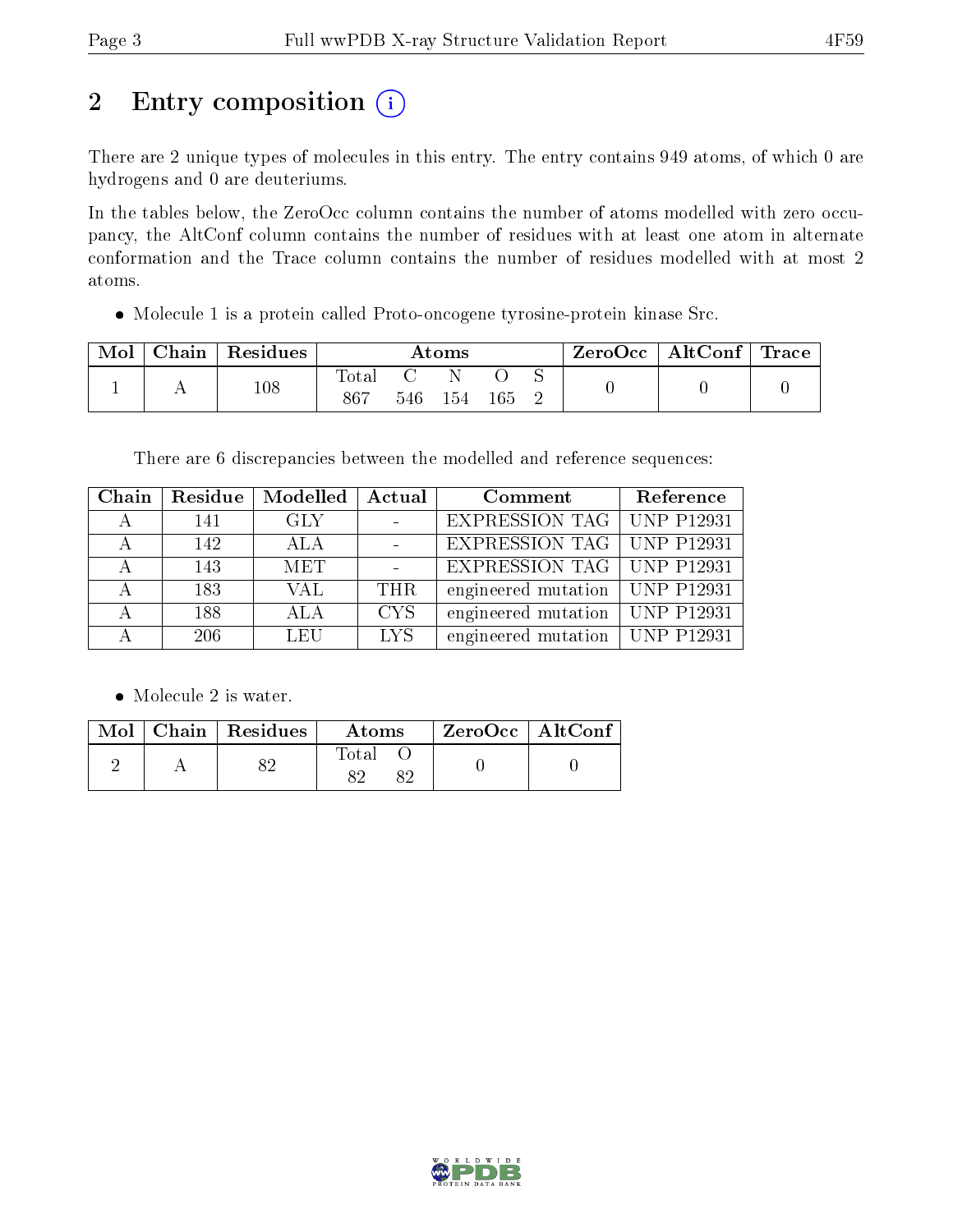# 2 Entry composition

There are 2 unique types of molecules in this entry. The entry contains 949 atoms, of which 0 are hydrogens and 0 are deuteriums.

In the tables below, the ZeroOcc column contains the number of atoms modelled with zero occupancy, the AltConf column contains the number of residues with at least one atom in alternate conformation and the Trace column contains the number of residues modelled with at most 2 atoms.

- Molecule 1 is a protein called Proto-oncogene tyrosine-protein kinase Src.

| Mol | Chain | Residues | Atoms | | | | | ZeroOcc | AltConf | Trace |
|---|---|---|---|---|---|---|---|---|---|---|
| | | | Total | C | N | O | S | | | |
| 1 | A | 108 | 867 | 546 | 154 | 165 | 2 | 0 | 0 | 0 |

There are 6 discrepancies between the modelled and reference sequences:

| Chain | Residue | Modelled | Actual | Comment | Reference |
|---|---|---|---|---|---|
| A | 141 | GLY | - | EXPRESSION TAG | UNP P12931 |
| A | 142 | ALA | - | EXPRESSION TAG | UNP P12931 |
| A | 143 | MET | - | EXPRESSION TAG | UNP P12931 |
| A | 183 | VAL | THR | engineered mutation | UNP P12931 |
| A | 188 | ALA | CYS | engineered mutation | UNP P12931 |
| A | 206 | LEU | LYS | engineered mutation | UNP P12931 |

- Molecule 2 is water.

| Mol | Chain | Residues | Atoms | | ZeroOcc | AltConf |
|---|---|---|---|---|---|---|
| | | | Total | O | | |
| 2 | A | 82 | 82 | 82 | 0 | 0 |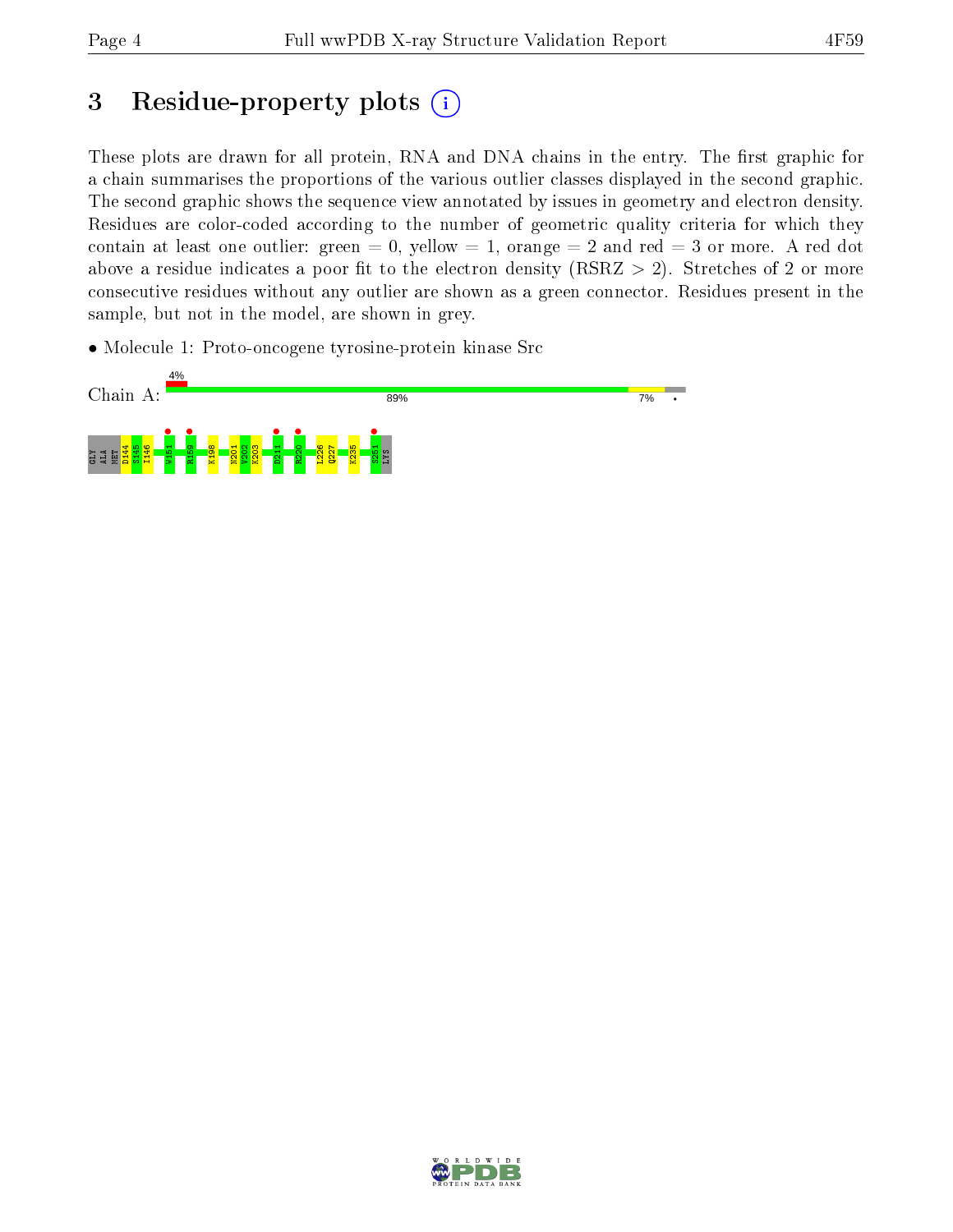# 3 Residue-property plots

These plots are drawn for all protein, RNA and DNA chains in the entry. The first graphic for a chain summarises the proportions of the various outlier classes displayed in the second graphic. The second graphic shows the sequence view annotated by issues in geometry and electron density. Residues are color-coded according to the number of geometric quality criteria for which they contain at least one outlier: green = 0, yellow = 1, orange = 2 and red = 3 or more. A red dot above a residue indicates a poor fit to the electron density (RSRZ > 2). Stretches of 2 or more consecutive residues without any outlier are shown as a green connector. Residues present in the sample, but not in the model, are shown in grey.

- Molecule 1: Proto-oncogene tyrosine-protein kinase Src

Chain A: 4% | 89% | 7% | •

GLY ALA MET D144 S145 I146 W151 R159 K198 N201 V202 K203 D211 R220 L226 Q227 K235 S251 LYS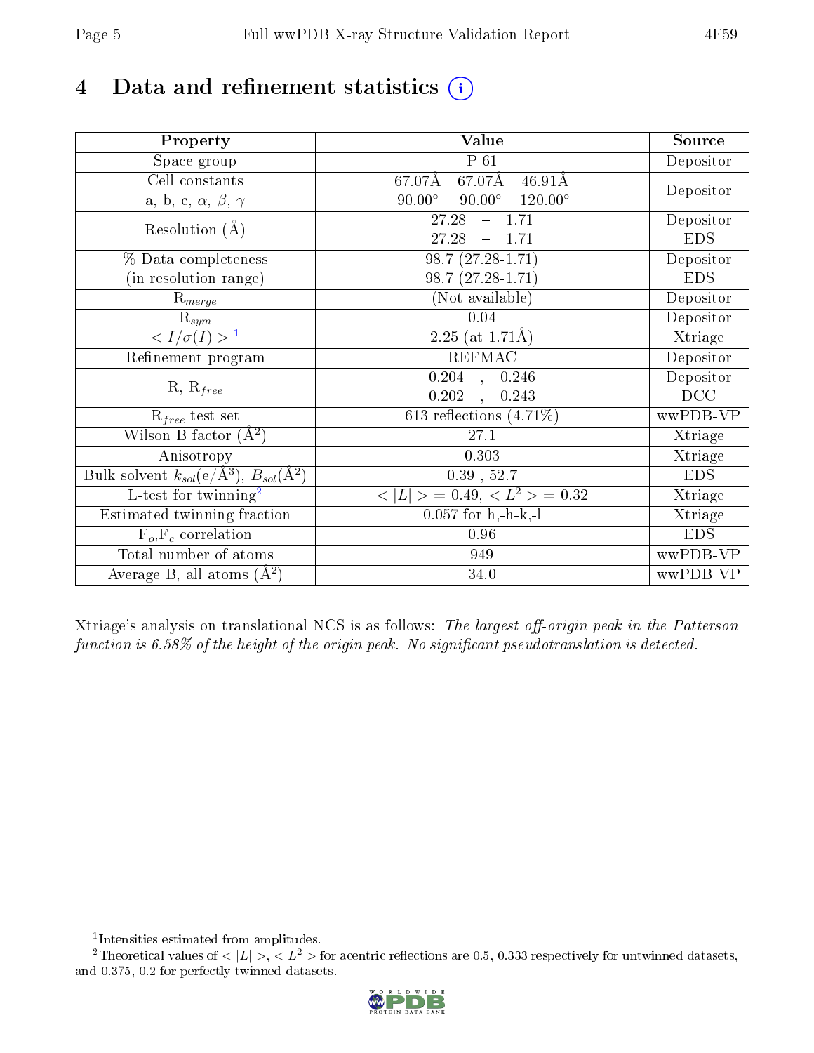# 4 Data and refinement statistics (i)

| Property | Value | Source |
|---|---|---|
| Space group | P 61 | Depositor |
| Cell constants<br>a, b, c, $\alpha$, $\beta$, $\gamma$ | 67.07Å 67.07Å 46.91Å<br>90.00° 90.00° 120.00° | Depositor |
| Resolution (Å) | 27.28 – 1.71<br>27.28 – 1.71 | Depositor<br>EDS |
| % Data completeness<br>(in resolution range) | 98.7 (27.28-1.71)<br>98.7 (27.28-1.71) | Depositor<br>EDS |
| $R_{merge}$ | (Not available) | Depositor |
| $R_{sym}$ | 0.04 | Depositor |
| $< I/\sigma(I) >$ [1] | 2.25 (at 1.71Å) | Xtriage |
| Refinement program | REFMAC | Depositor |
| R, $R_{free}$ | 0.204 , 0.246<br>0.202 , 0.243 | Depositor<br>DCC |
| $R_{free}$ test set | 613 reflections (4.71%) | wwPDB-VP |
| Wilson B-factor (Å$^2$) | 27.1 | Xtriage |
| Anisotropy | 0.303 | Xtriage |
| Bulk solvent $k_{sol}$(e/Å$^3$), $B_{sol}$(Å$^2$) | 0.39 , 52.7 | EDS |
| L-test for twinning[2] | $< \|L\| >$ = 0.49, $< L^2 >$ = 0.32 | Xtriage |
| Estimated twinning fraction | 0.057 for h,-h-k,-l | Xtriage |
| $F_o$,$F_c$ correlation | 0.96 | EDS |
| Total number of atoms | 949 | wwPDB-VP |
| Average B, all atoms (Å$^2$) | 34.0 | wwPDB-VP |

Xtriage's analysis on translational NCS is as follows: *The largest off-origin peak in the Patterson function is 6.58% of the height of the origin peak. No significant pseudotranslation is detected.*

[1] Intensities estimated from amplitudes.

[2] Theoretical values of $< |L| >$, $< L^2 >$ for acentric reflections are 0.5, 0.333 respectively for untwinned datasets, and 0.375, 0.2 for perfectly twinned datasets.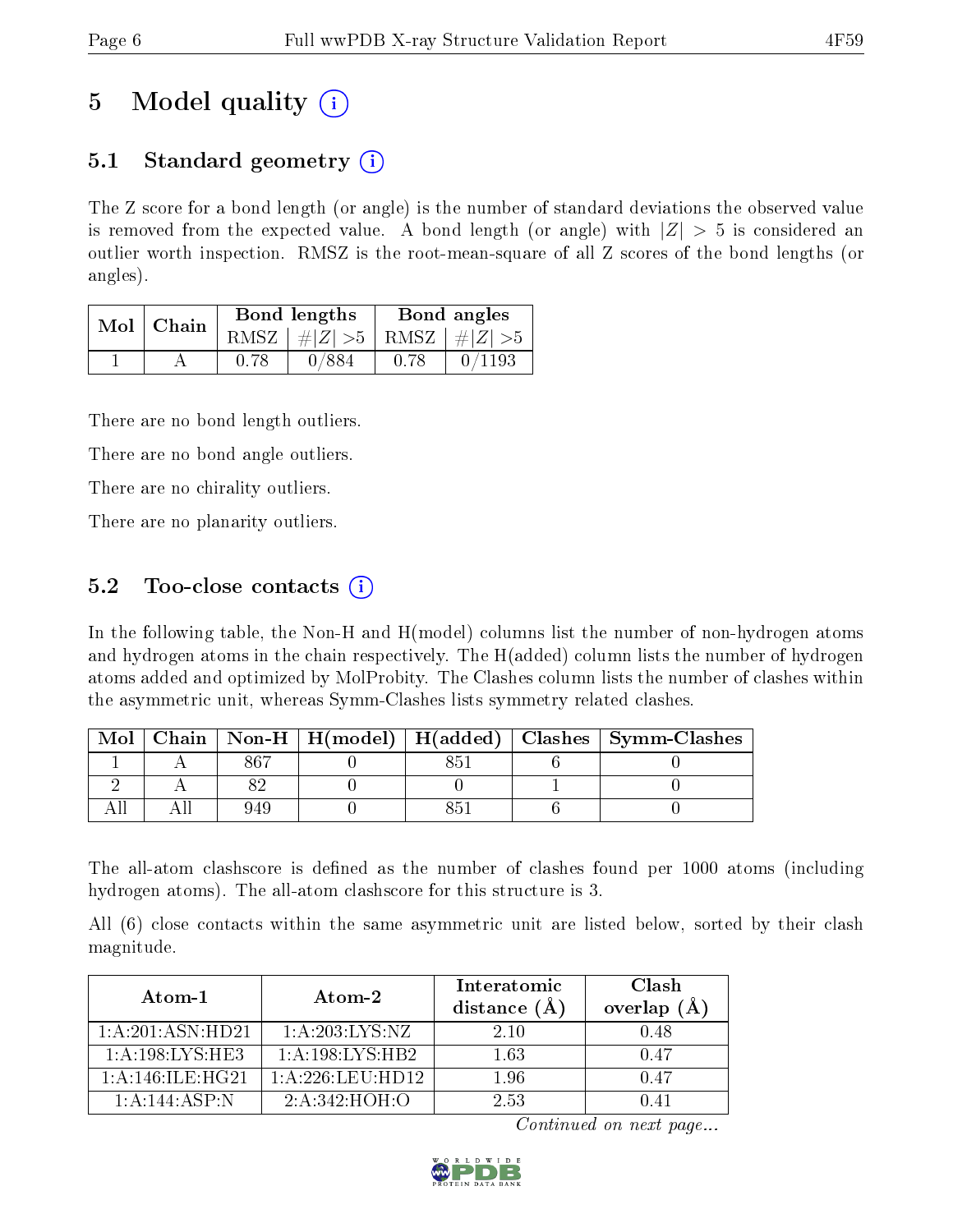# 5 Model quality (i)

## 5.1 Standard geometry (i)

The Z score for a bond length (or angle) is the number of standard deviations the observed value is removed from the expected value. A bond length (or angle) with $|Z| > 5$ is considered an outlier worth inspection. RMSZ is the root-mean-square of all Z scores of the bond lengths (or angles).

| Mol | Chain | Bond lengths | | Bond angles | |
|---|---|---|---|---|---|
| | | RMSZ | #$\|Z\|$ >5 | RMSZ | #$\|Z\|$ >5 |
| 1 | A | 0.78 | 0/884 | 0.78 | 0/1193 |

There are no bond length outliers.

There are no bond angle outliers.

There are no chirality outliers.

There are no planarity outliers.

## 5.2 Too-close contacts (i)

In the following table, the Non-H and H(model) columns list the number of non-hydrogen atoms and hydrogen atoms in the chain respectively. The H(added) column lists the number of hydrogen atoms added and optimized by MolProbity. The Clashes column lists the number of clashes within the asymmetric unit, whereas Symm-Clashes lists symmetry related clashes.

| Mol | Chain | Non-H | H(model) | H(added) | Clashes | Symm-Clashes |
|---|---|---|---|---|---|---|
| 1 | A | 867 | 0 | 851 | 6 | 0 |
| 2 | A | 82 | 0 | 0 | 1 | 0 |
| All | All | 949 | 0 | 851 | 6 | 0 |

The all-atom clashscore is defined as the number of clashes found per 1000 atoms (including hydrogen atoms). The all-atom clashscore for this structure is 3.

All (6) close contacts within the same asymmetric unit are listed below, sorted by their clash magnitude.

| Atom-1 | Atom-2 | Interatomic distance (Å) | Clash overlap (Å) |
|---|---|---|---|
| 1:A:201:ASN:HD21 | 1:A:203:LYS:NZ | 2.10 | 0.48 |
| 1:A:198:LYS:HE3 | 1:A:198:LYS:HB2 | 1.63 | 0.47 |
| 1:A:146:ILE:HG21 | 1:A:226:LEU:HD12 | 1.96 | 0.47 |
| 1:A:144:ASP:N | 2:A:342:HOH:O | 2.53 | 0.41 |

*Continued on next page...*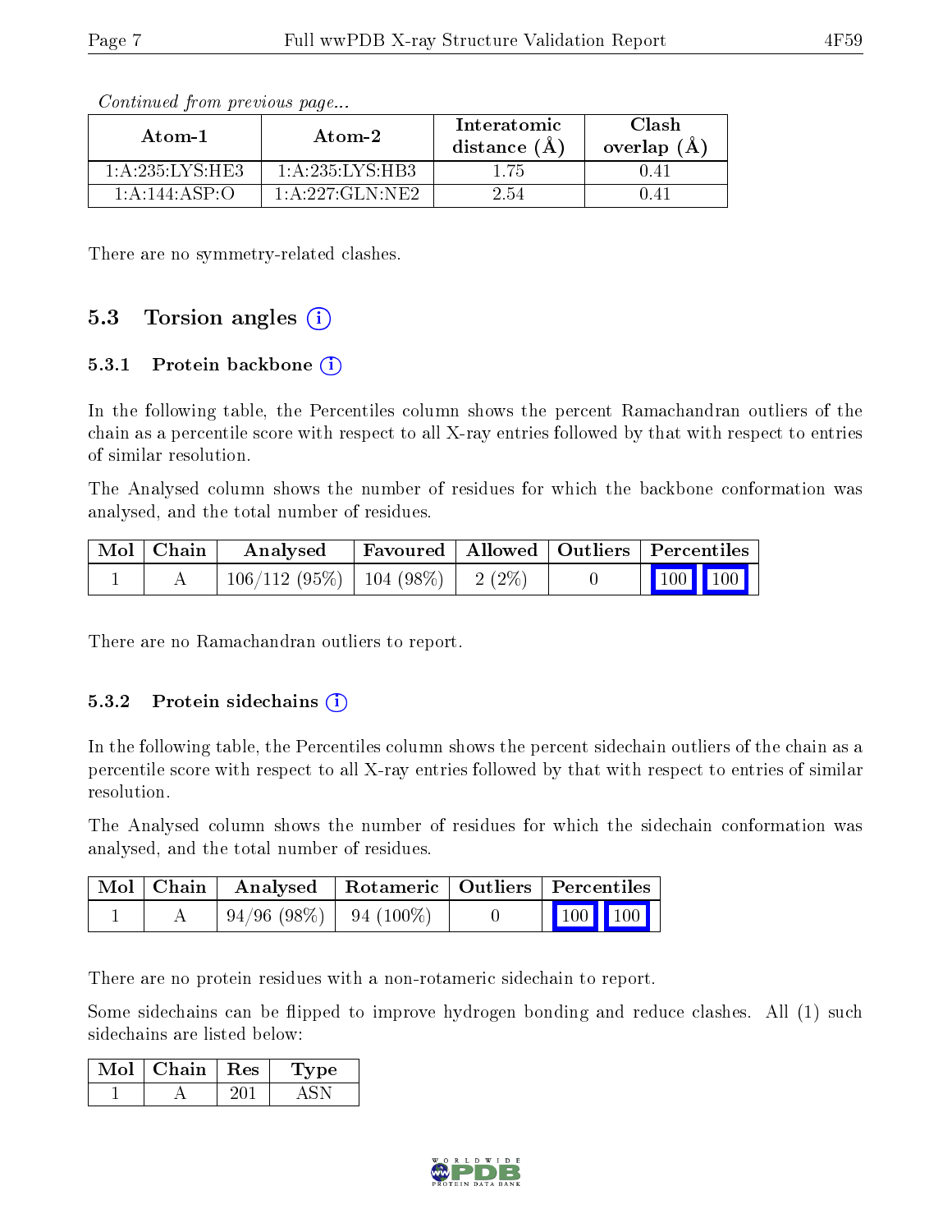*Continued from previous page...*

| Atom-1 | Atom-2 | Interatomic distance (Å) | Clash overlap (Å) |
|---|---|---|---|
| 1:A:235:LYS:HE3 | 1:A:235:LYS:HB3 | 1.75 | 0.41 |
| 1:A:144:ASP:O | 1:A:227:GLN:NE2 | 2.54 | 0.41 |

There are no symmetry-related clashes.

## 5.3 Torsion angles

### 5.3.1 Protein backbone

In the following table, the Percentiles column shows the percent Ramachandran outliers of the chain as a percentile score with respect to all X-ray entries followed by that with respect to entries of similar resolution.

The Analysed column shows the number of residues for which the backbone conformation was analysed, and the total number of residues.

| Mol | Chain | Analysed | Favoured | Allowed | Outliers | Percentiles | |
|---|---|---|---|---|---|---|---|
| 1 | A | 106/112 (95%) | 104 (98%) | 2 (2%) | 0 | 100 | 100 |

There are no Ramachandran outliers to report.

### 5.3.2 Protein sidechains

In the following table, the Percentiles column shows the percent sidechain outliers of the chain as a percentile score with respect to all X-ray entries followed by that with respect to entries of similar resolution.

The Analysed column shows the number of residues for which the sidechain conformation was analysed, and the total number of residues.

| Mol | Chain | Analysed | Rotameric | Outliers | Percentiles | |
|---|---|---|---|---|---|---|
| 1 | A | 94/96 (98%) | 94 (100%) | 0 | 100 | 100 |

There are no protein residues with a non-rotameric sidechain to report.

Some sidechains can be flipped to improve hydrogen bonding and reduce clashes. All (1) such sidechains are listed below:

| Mol | Chain | Res | Type |
|---|---|---|---|
| 1 | A | 201 | ASN |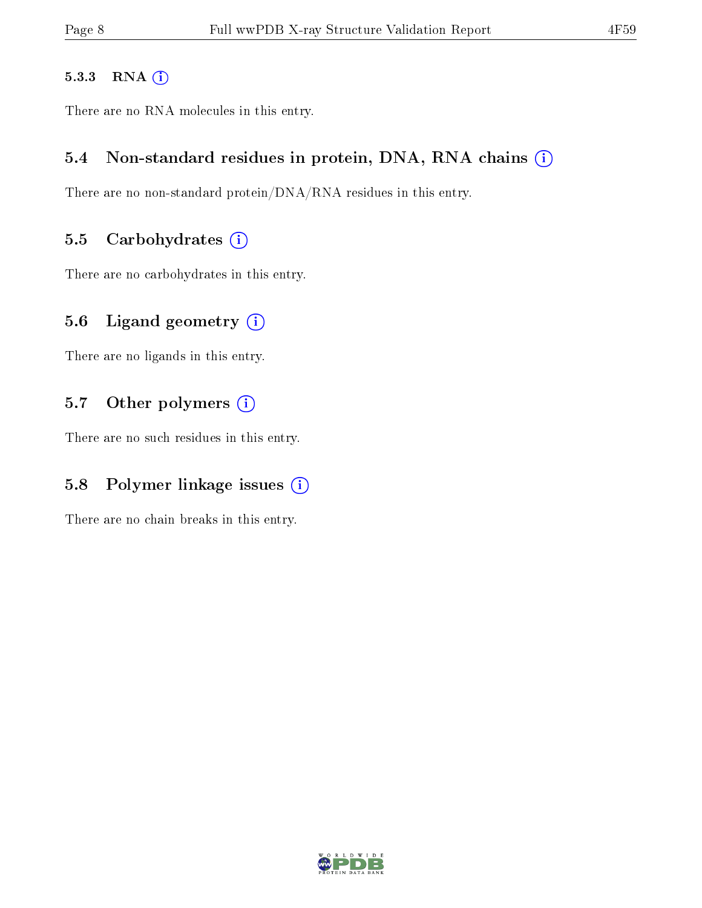#### 5.3.3 RNA

There are no RNA molecules in this entry.

### 5.4 Non-standard residues in protein, DNA, RNA chains

There are no non-standard protein/DNA/RNA residues in this entry.

### 5.5 Carbohydrates

There are no carbohydrates in this entry.

### 5.6 Ligand geometry

There are no ligands in this entry.

### 5.7 Other polymers

There are no such residues in this entry.

### 5.8 Polymer linkage issues

There are no chain breaks in this entry.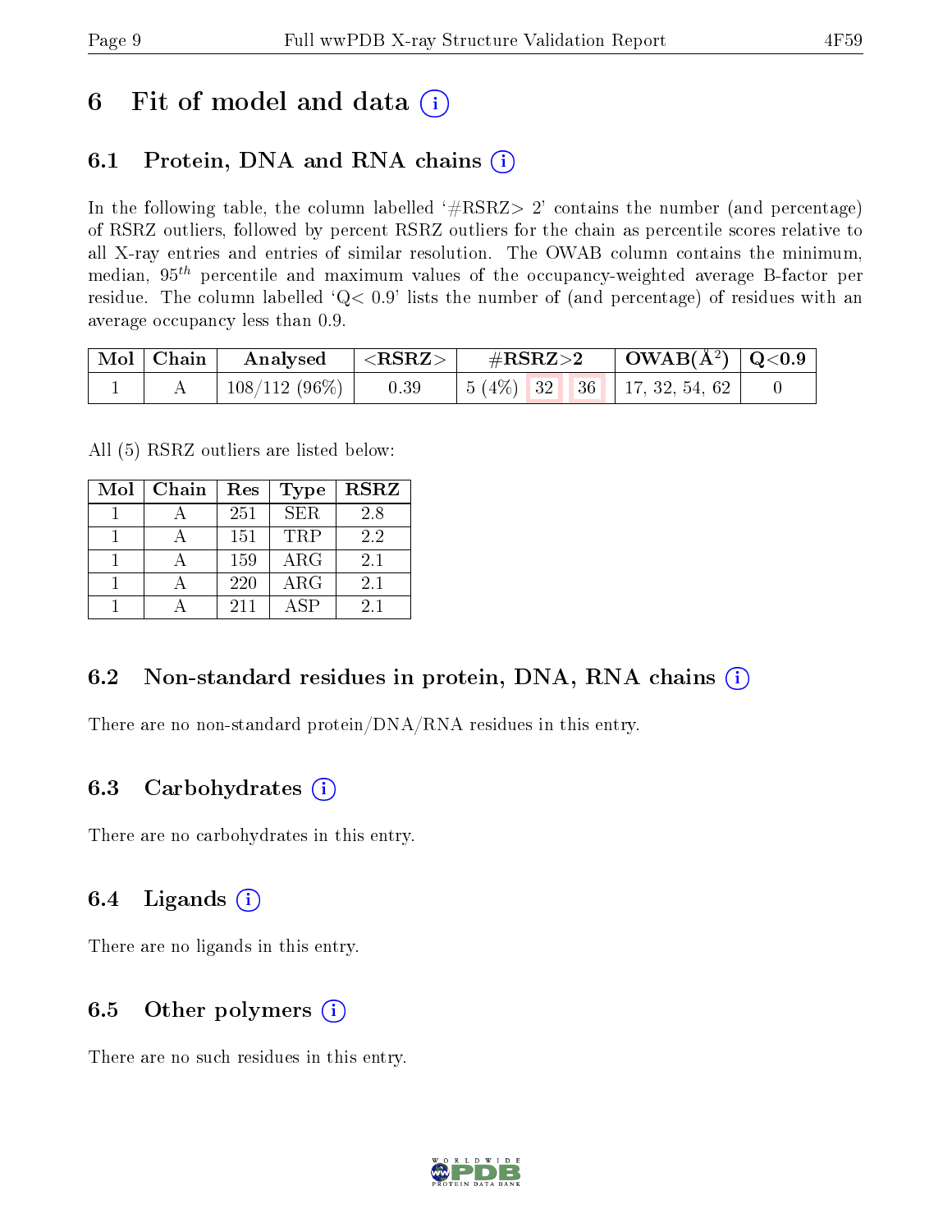# 6 Fit of model and data (i)

## 6.1 Protein, DNA and RNA chains (i)

In the following table, the column labelled '#RSRZ> 2' contains the number (and percentage) of RSRZ outliers, followed by percent RSRZ outliers for the chain as percentile scores relative to all X-ray entries and entries of similar resolution. The OWAB column contains the minimum, median, $95^{th}$ percentile and maximum values of the occupancy-weighted average B-factor per residue. The column labelled 'Q< 0.9' lists the number of (and percentage) of residues with an average occupancy less than 0.9.

| Mol | Chain | Analysed | <RSRZ> | #RSRZ>2 | | | OWAB(Å$^2$) | Q<0.9 |
|---|---|---|---|---|---|---|---|---|
| 1 | A | 108/112 (96%) | 0.39 | 5 (4%) | 32 | 36 | 17, 32, 54, 62 | 0 |

All (5) RSRZ outliers are listed below:

| Mol | Chain | Res | Type | RSRZ |
|---|---|---|---|---|
| 1 | A | 251 | SER | 2.8 |
| 1 | A | 151 | TRP | 2.2 |
| 1 | A | 159 | ARG | 2.1 |
| 1 | A | 220 | ARG | 2.1 |
| 1 | A | 211 | ASP | 2.1 |

## 6.2 Non-standard residues in protein, DNA, RNA chains (i)

There are no non-standard protein/DNA/RNA residues in this entry.

## 6.3 Carbohydrates (i)

There are no carbohydrates in this entry.

## 6.4 Ligands (i)

There are no ligands in this entry.

## 6.5 Other polymers (i)

There are no such residues in this entry.